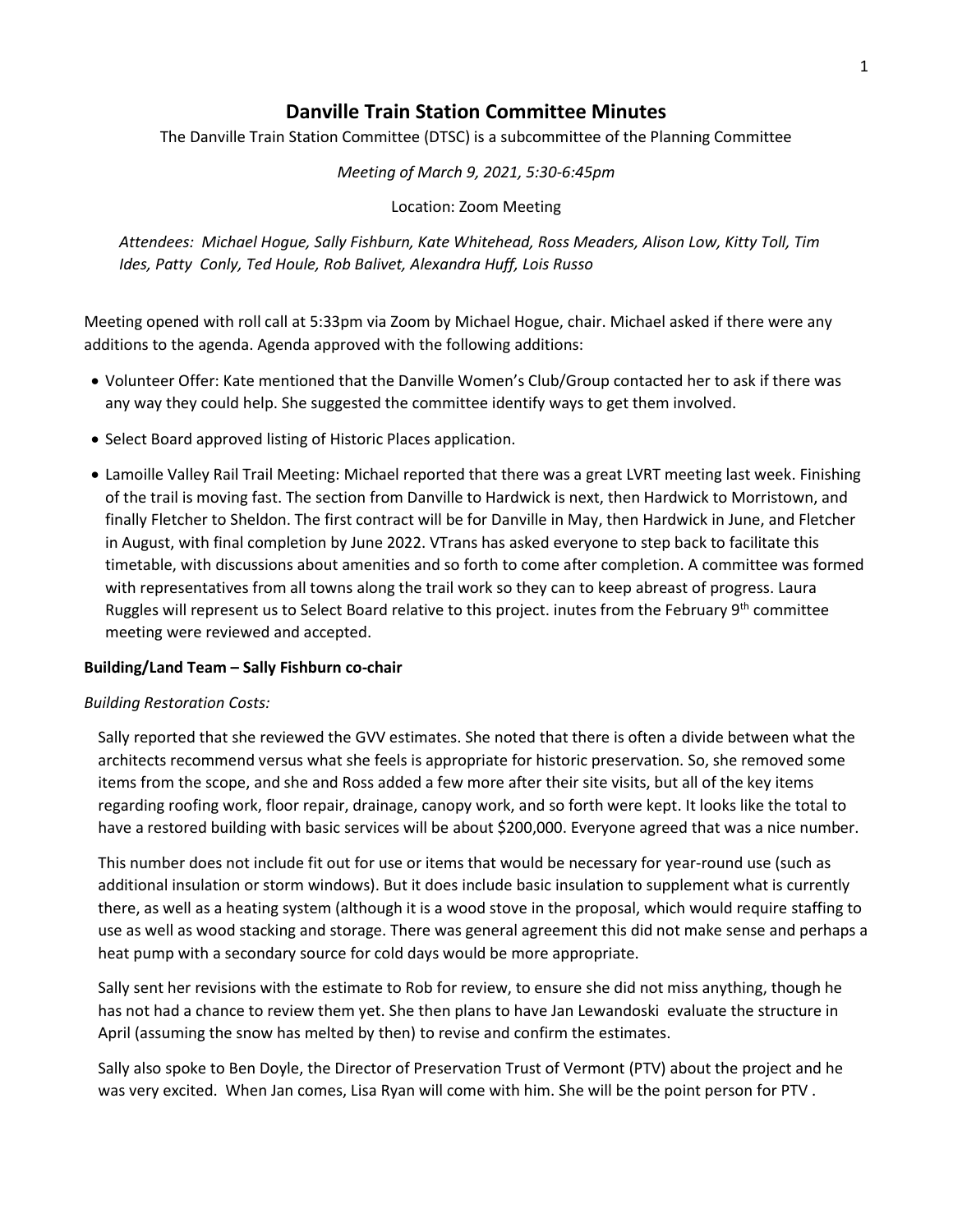# Danville Train Station Committee Minutes

The Danville Train Station Committee (DTSC) is a subcommittee of the Planning Committee

*Meeting of March 9, 2021, 5:30-6:45pm*

Location: Zoom Meeting

*Attendees: Michael Hogue, Sally Fishburn, Kate Whitehead, Ross Meaders, Alison Low, Kitty Toll, Tim Ides, Patty Conly, Ted Houle, Rob Balivet, Alexandra Huff, Lois Russo*

Meeting opened with roll call at 5:33pm via Zoom by Michael Hogue, chair. Michael asked if there were any additions to the agenda. Agenda approved with the following additions:

- Volunteer Offer: Kate mentioned that the Danville Women's Club/Group contacted her to ask if there was any way they could help. She suggested the committee identify ways to get them involved.
- Select Board approved listing of Historic Places application.
- Lamoille Valley Rail Trail Meeting: Michael reported that there was a great LVRT meeting last week. Finishing of the trail is moving fast. The section from Danville to Hardwick is next, then Hardwick to Morristown, and finally Fletcher to Sheldon. The first contract will be for Danville in May, then Hardwick in June, and Fletcher in August, with final completion by June 2022. VTrans has asked everyone to step back to facilitate this timetable, with discussions about amenities and so forth to come after completion. A committee was formed with representatives from all towns along the trail work so they can to keep abreast of progress. Laura Ruggles will represent us to Select Board relative to this project. inutes from the February 9th committee meeting were reviewed and accepted.

**Building/Land Team – Sally Fishburn co-chair**

*Building Restoration Costs:*

Sally reported that she reviewed the GVV estimates. She noted that there is often a divide between what the architects recommend versus what she feels is appropriate for historic preservation. So, she removed some items from the scope, and she and Ross added a few more after their site visits, but all of the key items regarding roofing work, floor repair, drainage, canopy work, and so forth were kept. It looks like the total to have a restored building with basic services will be about $200,000. Everyone agreed that was a nice number.

This number does not include fit out for use or items that would be necessary for year-round use (such as additional insulation or storm windows). But it does include basic insulation to supplement what is currently there, as well as a heating system (although it is a wood stove in the proposal, which would require staffing to use as well as wood stacking and storage. There was general agreement this did not make sense and perhaps a heat pump with a secondary source for cold days would be more appropriate.

Sally sent her revisions with the estimate to Rob for review, to ensure she did not miss anything, though he has not had a chance to review them yet. She then plans to have Jan Lewandoski evaluate the structure in April (assuming the snow has melted by then) to revise and confirm the estimates.

Sally also spoke to Ben Doyle, the Director of Preservation Trust of Vermont (PTV) about the project and he was very excited. When Jan comes, Lisa Ryan will come with him. She will be the point person for PTV .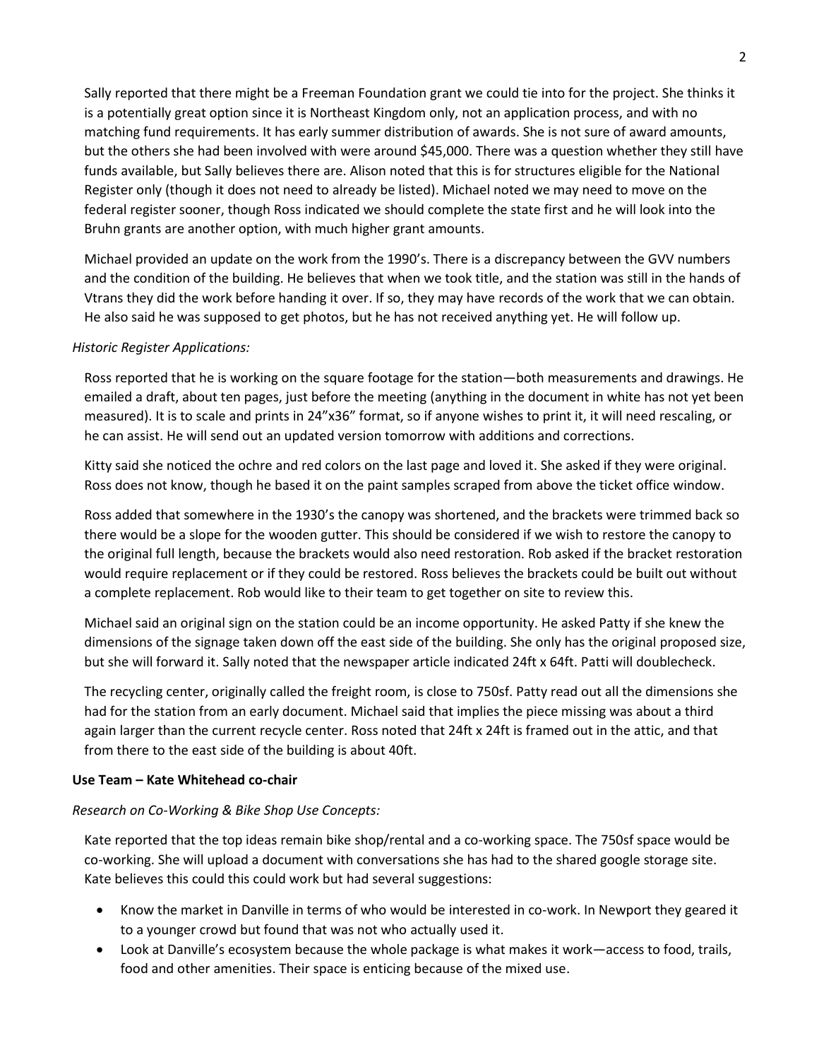Sally reported that there might be a Freeman Foundation grant we could tie into for the project. She thinks it is a potentially great option since it is Northeast Kingdom only, not an application process, and with no matching fund requirements. It has early summer distribution of awards. She is not sure of award amounts, but the others she had been involved with were around $45,000. There was a question whether they still have funds available, but Sally believes there are. Alison noted that this is for structures eligible for the National Register only (though it does not need to already be listed). Michael noted we may need to move on the federal register sooner, though Ross indicated we should complete the state first and he will look into the Bruhn grants are another option, with much higher grant amounts.

Michael provided an update on the work from the 1990's. There is a discrepancy between the GVV numbers and the condition of the building. He believes that when we took title, and the station was still in the hands of Vtrans they did the work before handing it over. If so, they may have records of the work that we can obtain. He also said he was supposed to get photos, but he has not received anything yet. He will follow up.

*Historic Register Applications:*

Ross reported that he is working on the square footage for the station—both measurements and drawings. He emailed a draft, about ten pages, just before the meeting (anything in the document in white has not yet been measured). It is to scale and prints in 24"x36" format, so if anyone wishes to print it, it will need rescaling, or he can assist. He will send out an updated version tomorrow with additions and corrections.

Kitty said she noticed the ochre and red colors on the last page and loved it. She asked if they were original. Ross does not know, though he based it on the paint samples scraped from above the ticket office window.

Ross added that somewhere in the 1930's the canopy was shortened, and the brackets were trimmed back so there would be a slope for the wooden gutter. This should be considered if we wish to restore the canopy to the original full length, because the brackets would also need restoration. Rob asked if the bracket restoration would require replacement or if they could be restored. Ross believes the brackets could be built out without a complete replacement. Rob would like to their team to get together on site to review this.

Michael said an original sign on the station could be an income opportunity. He asked Patty if she knew the dimensions of the signage taken down off the east side of the building. She only has the original proposed size, but she will forward it. Sally noted that the newspaper article indicated 24ft x 64ft. Patti will doublecheck.

The recycling center, originally called the freight room, is close to 750sf. Patty read out all the dimensions she had for the station from an early document. Michael said that implies the piece missing was about a third again larger than the current recycle center. Ross noted that 24ft x 24ft is framed out in the attic, and that from there to the east side of the building is about 40ft.

**Use Team – Kate Whitehead co-chair**

*Research on Co-Working & Bike Shop Use Concepts:*

Kate reported that the top ideas remain bike shop/rental and a co-working space. The 750sf space would be co-working. She will upload a document with conversations she has had to the shared google storage site. Kate believes this could this could work but had several suggestions:

- Know the market in Danville in terms of who would be interested in co-work. In Newport they geared it to a younger crowd but found that was not who actually used it.
- Look at Danville's ecosystem because the whole package is what makes it work—access to food, trails, food and other amenities. Their space is enticing because of the mixed use.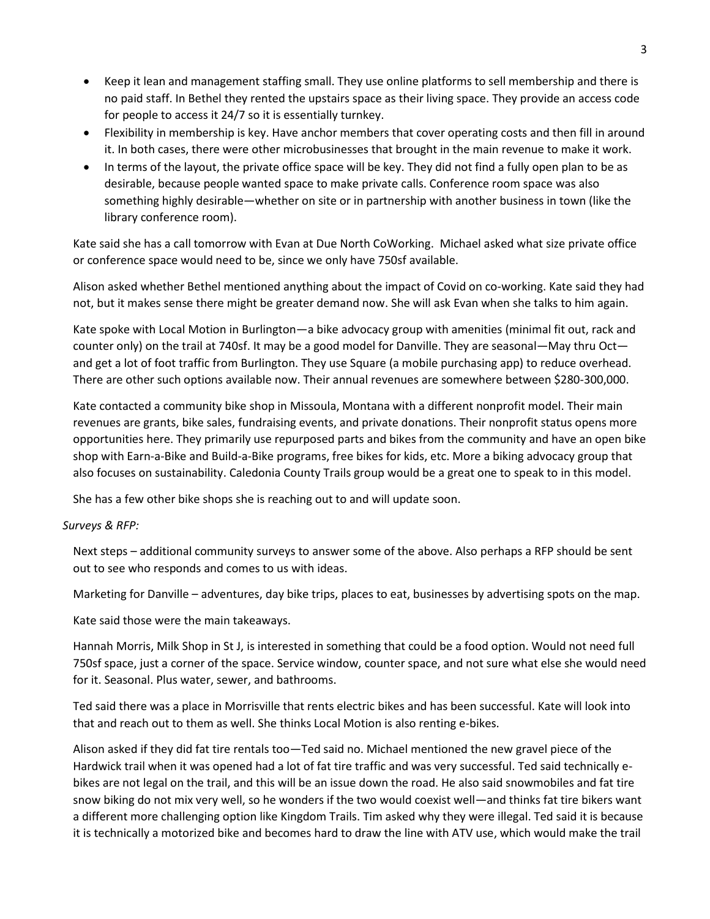- Keep it lean and management staffing small. They use online platforms to sell membership and there is no paid staff. In Bethel they rented the upstairs space as their living space. They provide an access code for people to access it 24/7 so it is essentially turnkey.
- Flexibility in membership is key. Have anchor members that cover operating costs and then fill in around it. In both cases, there were other microbusinesses that brought in the main revenue to make it work.
- In terms of the layout, the private office space will be key. They did not find a fully open plan to be as desirable, because people wanted space to make private calls. Conference room space was also something highly desirable—whether on site or in partnership with another business in town (like the library conference room).

Kate said she has a call tomorrow with Evan at Due North CoWorking. Michael asked what size private office or conference space would need to be, since we only have 750sf available.

Alison asked whether Bethel mentioned anything about the impact of Covid on co-working. Kate said they had not, but it makes sense there might be greater demand now. She will ask Evan when she talks to him again.

Kate spoke with Local Motion in Burlington—a bike advocacy group with amenities (minimal fit out, rack and counter only) on the trail at 740sf. It may be a good model for Danville. They are seasonal—May thru Oct—and get a lot of foot traffic from Burlington. They use Square (a mobile purchasing app) to reduce overhead. There are other such options available now. Their annual revenues are somewhere between $280-300,000.

Kate contacted a community bike shop in Missoula, Montana with a different nonprofit model. Their main revenues are grants, bike sales, fundraising events, and private donations. Their nonprofit status opens more opportunities here. They primarily use repurposed parts and bikes from the community and have an open bike shop with Earn-a-Bike and Build-a-Bike programs, free bikes for kids, etc. More a biking advocacy group that also focuses on sustainability. Caledonia County Trails group would be a great one to speak to in this model.

She has a few other bike shops she is reaching out to and will update soon.

*Surveys & RFP:*

Next steps – additional community surveys to answer some of the above. Also perhaps a RFP should be sent out to see who responds and comes to us with ideas.

Marketing for Danville – adventures, day bike trips, places to eat, businesses by advertising spots on the map.

Kate said those were the main takeaways.

Hannah Morris, Milk Shop in St J, is interested in something that could be a food option. Would not need full 750sf space, just a corner of the space. Service window, counter space, and not sure what else she would need for it. Seasonal. Plus water, sewer, and bathrooms.

Ted said there was a place in Morrisville that rents electric bikes and has been successful. Kate will look into that and reach out to them as well. She thinks Local Motion is also renting e-bikes.

Alison asked if they did fat tire rentals too—Ted said no. Michael mentioned the new gravel piece of the Hardwick trail when it was opened had a lot of fat tire traffic and was very successful. Ted said technically e-bikes are not legal on the trail, and this will be an issue down the road. He also said snowmobiles and fat tire snow biking do not mix very well, so he wonders if the two would coexist well—and thinks fat tire bikers want a different more challenging option like Kingdom Trails. Tim asked why they were illegal. Ted said it is because it is technically a motorized bike and becomes hard to draw the line with ATV use, which would make the trail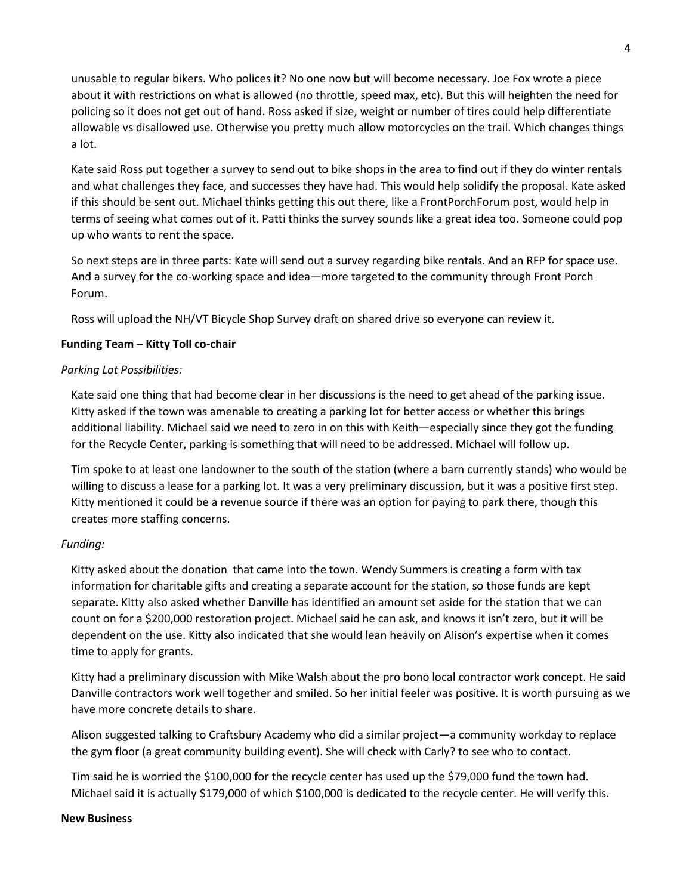unusable to regular bikers. Who polices it? No one now but will become necessary. Joe Fox wrote a piece about it with restrictions on what is allowed (no throttle, speed max, etc). But this will heighten the need for policing so it does not get out of hand. Ross asked if size, weight or number of tires could help differentiate allowable vs disallowed use. Otherwise you pretty much allow motorcycles on the trail. Which changes things a lot.

Kate said Ross put together a survey to send out to bike shops in the area to find out if they do winter rentals and what challenges they face, and successes they have had. This would help solidify the proposal. Kate asked if this should be sent out. Michael thinks getting this out there, like a FrontPorchForum post, would help in terms of seeing what comes out of it. Patti thinks the survey sounds like a great idea too. Someone could pop up who wants to rent the space.

So next steps are in three parts: Kate will send out a survey regarding bike rentals. And an RFP for space use. And a survey for the co-working space and idea—more targeted to the community through Front Porch Forum.

Ross will upload the NH/VT Bicycle Shop Survey draft on shared drive so everyone can review it.

**Funding Team – Kitty Toll co-chair**

*Parking Lot Possibilities:*

Kate said one thing that had become clear in her discussions is the need to get ahead of the parking issue. Kitty asked if the town was amenable to creating a parking lot for better access or whether this brings additional liability. Michael said we need to zero in on this with Keith—especially since they got the funding for the Recycle Center, parking is something that will need to be addressed. Michael will follow up.

Tim spoke to at least one landowner to the south of the station (where a barn currently stands) who would be willing to discuss a lease for a parking lot. It was a very preliminary discussion, but it was a positive first step. Kitty mentioned it could be a revenue source if there was an option for paying to park there, though this creates more staffing concerns.

*Funding:*

Kitty asked about the donation that came into the town. Wendy Summers is creating a form with tax information for charitable gifts and creating a separate account for the station, so those funds are kept separate. Kitty also asked whether Danville has identified an amount set aside for the station that we can count on for a $200,000 restoration project. Michael said he can ask, and knows it isn't zero, but it will be dependent on the use. Kitty also indicated that she would lean heavily on Alison's expertise when it comes time to apply for grants.

Kitty had a preliminary discussion with Mike Walsh about the pro bono local contractor work concept. He said Danville contractors work well together and smiled. So her initial feeler was positive. It is worth pursuing as we have more concrete details to share.

Alison suggested talking to Craftsbury Academy who did a similar project—a community workday to replace the gym floor (a great community building event). She will check with Carly? to see who to contact.

Tim said he is worried the $100,000 for the recycle center has used up the $79,000 fund the town had. Michael said it is actually $179,000 of which $100,000 is dedicated to the recycle center. He will verify this.

**New Business**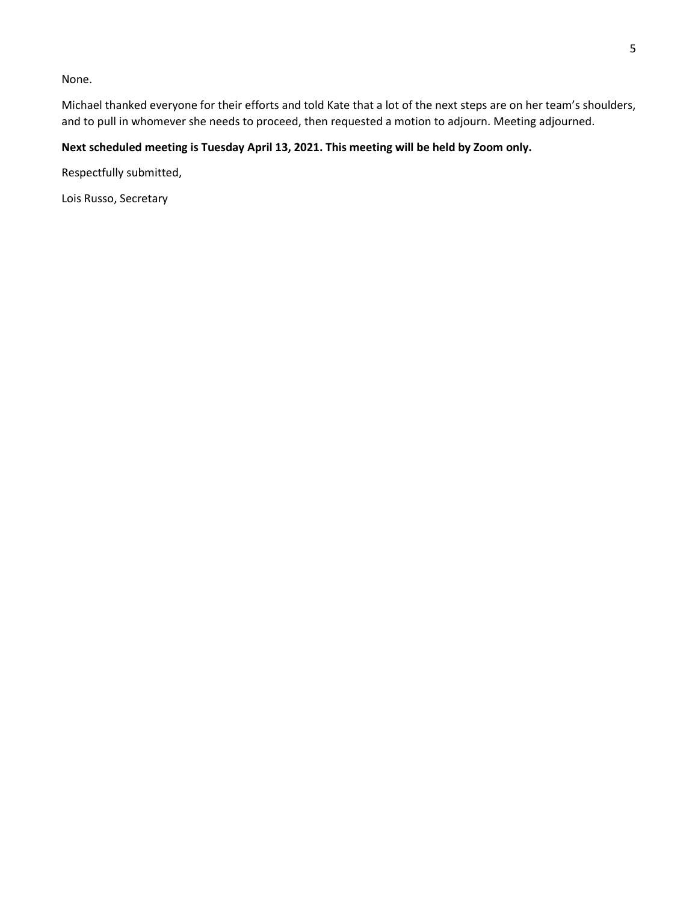None.

Michael thanked everyone for their efforts and told Kate that a lot of the next steps are on her team's shoulders, and to pull in whomever she needs to proceed, then requested a motion to adjourn. Meeting adjourned.

**Next scheduled meeting is Tuesday April 13, 2021. This meeting will be held by Zoom only.**

Respectfully submitted,

Lois Russo, Secretary